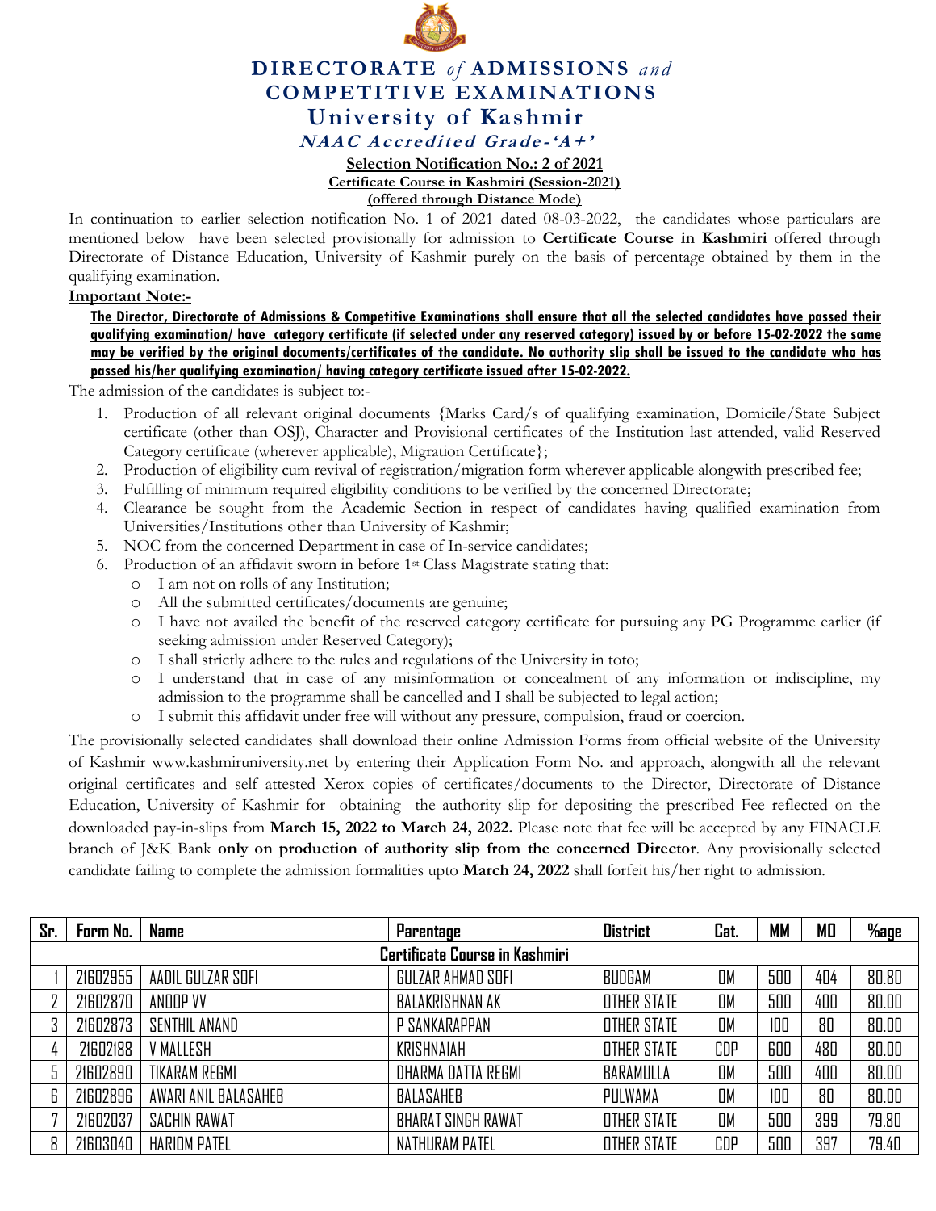# DIRECTORATE *of* ADMISSIONS *and* COMPETITIVE EXAMINATIONS

## University of Kashmir

***NAAC Accredited Grade-'A+'***

**Selection Notification No.: 2 of 2021**

**Certificate Course in Kashmiri (Session-2021)**

**(offered through Distance Mode)**

In continuation to earlier selection notification No. 1 of 2021 dated 08-03-2022, the candidates whose particulars are mentioned below have been selected provisionally for admission to **Certificate Course in Kashmiri** offered through Directorate of Distance Education, University of Kashmir purely on the basis of percentage obtained by them in the qualifying examination.

**Important Note:-**

**The Director, Directorate of Admissions & Competitive Examinations shall ensure that all the selected candidates have passed their qualifying examination/ have category certificate (if selected under any reserved category) issued by or before 15-02-2022 the same may be verified by the original documents/certificates of the candidate. No authority slip shall be issued to the candidate who has passed his/her qualifying examination/ having category certificate issued after 15-02-2022.**

The admission of the candidates is subject to:-

1. Production of all relevant original documents {Marks Card/s of qualifying examination, Domicile/State Subject certificate (other than OSJ), Character and Provisional certificates of the Institution last attended, valid Reserved Category certificate (wherever applicable), Migration Certificate};
2. Production of eligibility cum revival of registration/migration form wherever applicable alongwith prescribed fee;
3. Fulfilling of minimum required eligibility conditions to be verified by the concerned Directorate;
4. Clearance be sought from the Academic Section in respect of candidates having qualified examination from Universities/Institutions other than University of Kashmir;
5. NOC from the concerned Department in case of In-service candidates;
6. Production of an affidavit sworn in before 1st Class Magistrate stating that:
   - I am not on rolls of any Institution;
   - All the submitted certificates/documents are genuine;
   - I have not availed the benefit of the reserved category certificate for pursuing any PG Programme earlier (if seeking admission under Reserved Category);
   - I shall strictly adhere to the rules and regulations of the University in toto;
   - I understand that in case of any misinformation or concealment of any information or indiscipline, my admission to the programme shall be cancelled and I shall be subjected to legal action;
   - I submit this affidavit under free will without any pressure, compulsion, fraud or coercion.

The provisionally selected candidates shall download their online Admission Forms from official website of the University of Kashmir www.kashmiruniversity.net by entering their Application Form No. and approach, alongwith all the relevant original certificates and self attested Xerox copies of certificates/documents to the Director, Directorate of Distance Education, University of Kashmir for obtaining the authority slip for depositing the prescribed Fee reflected on the downloaded pay-in-slips from **March 15, 2022 to March 24, 2022.** Please note that fee will be accepted by any FINACLE branch of J&K Bank **only on production of authority slip from the concerned Director**. Any provisionally selected candidate failing to complete the admission formalities upto **March 24, 2022** shall forfeit his/her right to admission.

| Sr. | Form No. | Name | Parentage | District | Cat. | MM | MO | %age |
|---|---|---|---|---|---|---|---|---|
| **Certificate Course in Kashmiri** | | | | | | | | |
| 1 | 21602955 | AADIL GULZAR SOFI | GULZAR AHMAD SOFI | BUDGAM | OM | 500 | 404 | 80.80 |
| 2 | 21602870 | ANOOP VV | BALAKRISHNAN AK | OTHER STATE | OM | 500 | 400 | 80.00 |
| 3 | 21602873 | SENTHIL ANAND | P SANKARAPPAN | OTHER STATE | OM | 100 | 80 | 80.00 |
| 4 | 21602188 | V MALLESH | KRISHNAIAH | OTHER STATE | CDP | 600 | 480 | 80.00 |
| 5 | 21602890 | TIKARAM REGMI | DHARMA DATTA REGMI | BARAMULLA | OM | 500 | 400 | 80.00 |
| 6 | 21602896 | AWARI ANIL BALASAHEB | BALASAHEB | PULWAMA | OM | 100 | 80 | 80.00 |
| 7 | 21602037 | SACHIN RAWAT | BHARAT SINGH RAWAT | OTHER STATE | OM | 500 | 399 | 79.80 |
| 8 | 21603040 | HARIOM PATEL | NATHURAM PATEL | OTHER STATE | CDP | 500 | 397 | 79.40 |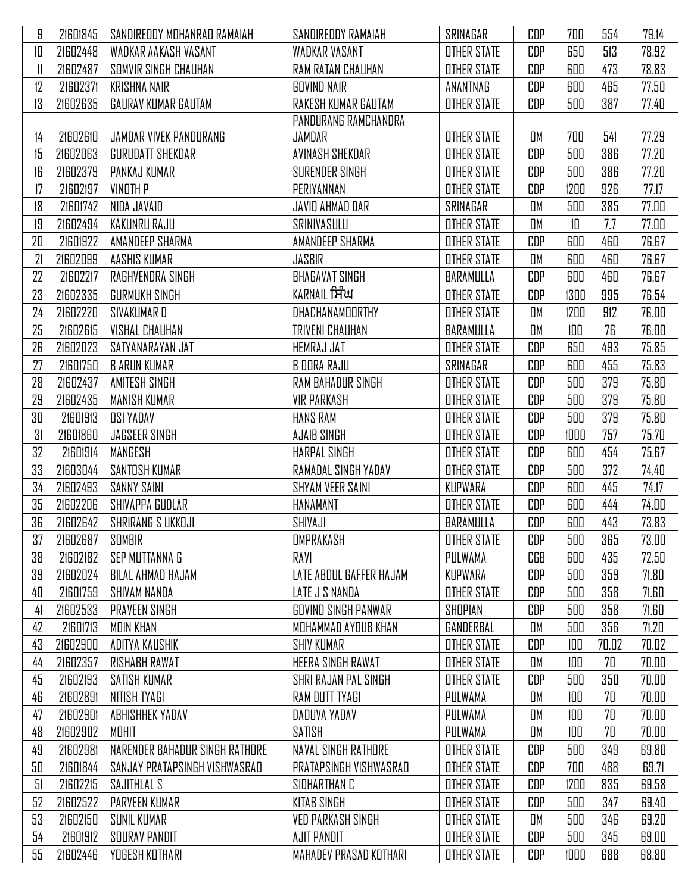| 9 | 21601845 | SANDIREDDY MOHANRAO RAMAIAH | SANDIREDDY RAMAIAH | SRINAGAR | CDP | 700 | 554 | 79.14 |
|---|---|---|---|---|---|---|---|---|
| 10 | 21602448 | WADKAR AAKASH VASANT | WADKAR VASANT | OTHER STATE | CDP | 650 | 513 | 78.92 |
| 11 | 21602487 | SOMVIR SINGH CHAUHAN | RAM RATAN CHAUHAN | OTHER STATE | CDP | 600 | 473 | 78.83 |
| 12 | 21602371 | KRISHNA NAIR | GOVIND NAIR | ANANTNAG | CDP | 600 | 465 | 77.50 |
| 13 | 21602635 | GAURAV KUMAR GAUTAM | RAKESH KUMAR GAUTAM | OTHER STATE | CDP | 500 | 387 | 77.40 |
| 14 | 21602610 | JAMDAR VIVEK PANDURANG | PANDURANG RAMCHANDRA JAMDAR | OTHER STATE | OM | 700 | 541 | 77.29 |
| 15 | 21602063 | GURUDATT SHEKDAR | AVINASH SHEKDAR | OTHER STATE | CDP | 500 | 386 | 77.20 |
| 16 | 21602379 | PANKAJ KUMAR | SURENDER SINGH | OTHER STATE | CDP | 500 | 386 | 77.20 |
| 17 | 21602197 | VINOTH P | PERIYANNAN | OTHER STATE | CDP | 1200 | 926 | 77.17 |
| 18 | 21601742 | NIDA JAVAID | JAVID AHMAD DAR | SRINAGAR | OM | 500 | 385 | 77.00 |
| 19 | 21602494 | KAKUNRU RAJU | SRINIVASULU | OTHER STATE | OM | 10 | 7.7 | 77.00 |
| 20 | 21601922 | AMANDEEP SHARMA | AMANDEEP SHARMA | OTHER STATE | CDP | 600 | 460 | 76.67 |
| 21 | 21602099 | AASHIS KUMAR | JASBIR | OTHER STATE | OM | 600 | 460 | 76.67 |
| 22 | 21602217 | RAGHVENDRA SINGH | BHAGAVAT SINGH | BARAMULLA | CDP | 600 | 460 | 76.67 |
| 23 | 21602335 | GURMUKH SINGH | KARNAIL ਸਿੰਘ | OTHER STATE | CDP | 1300 | 995 | 76.54 |
| 24 | 21602220 | SIVAKUMAR D | DHACHANAMOORTHY | OTHER STATE | OM | 1200 | 912 | 76.00 |
| 25 | 21602615 | VISHAL CHAUHAN | TRIVENI CHAUHAN | BARAMULLA | OM | 100 | 76 | 76.00 |
| 26 | 21602023 | SATYANARAYAN JAT | HEMRAJ JAT | OTHER STATE | CDP | 650 | 493 | 75.85 |
| 27 | 21601750 | B ARUN KUMAR | B DORA RAJU | SRINAGAR | CDP | 600 | 455 | 75.83 |
| 28 | 21602437 | AMITESH SINGH | RAM BAHADUR SINGH | OTHER STATE | CDP | 500 | 379 | 75.80 |
| 29 | 21602435 | MANISH KUMAR | VIR PARKASH | OTHER STATE | CDP | 500 | 379 | 75.80 |
| 30 | 21601913 | OSI YADAV | HANS RAM | OTHER STATE | CDP | 500 | 379 | 75.80 |
| 31 | 21601860 | JAGSEER SINGH | AJAIB SINGH | OTHER STATE | CDP | 1000 | 757 | 75.70 |
| 32 | 21601914 | MANGESH | HARPAL SINGH | OTHER STATE | CDP | 600 | 454 | 75.67 |
| 33 | 21603044 | SANTOSH KUMAR | RAMADAL SINGH YADAV | OTHER STATE | CDP | 500 | 372 | 74.40 |
| 34 | 21602493 | SANNY SAINI | SHYAM VEER SAINI | KUPWARA | CDP | 600 | 445 | 74.17 |
| 35 | 21602206 | SHIVAPPA GUDLAR | HANAMANT | OTHER STATE | CDP | 600 | 444 | 74.00 |
| 36 | 21602642 | SHRIRANG S UKKOJI | SHIVAJI | BARAMULLA | CDP | 600 | 443 | 73.83 |
| 37 | 21602687 | SOMBIR | OMPRAKASH | OTHER STATE | CDP | 500 | 365 | 73.00 |
| 38 | 21602182 | SEP MUTTANNA G | RAVI | PULWAMA | CGB | 600 | 435 | 72.50 |
| 39 | 21602024 | BILAL AHMAD HAJAM | LATE ABDUL GAFFER HAJAM | KUPWARA | CDP | 500 | 359 | 71.80 |
| 40 | 21601759 | SHIVAM NANDA | LATE J S NANDA | OTHER STATE | CDP | 500 | 358 | 71.60 |
| 41 | 21602533 | PRAVEEN SINGH | GOVIND SINGH PANWAR | SHOPIAN | CDP | 500 | 358 | 71.60 |
| 42 | 21601713 | MOIN KHAN | MOHAMMAD AYOUB KHAN | GANDERBAL | OM | 500 | 356 | 71.20 |
| 43 | 21602900 | ADITYA KAUSHIK | SHIV KUMAR | OTHER STATE | CDP | 100 | 70.02 | 70.02 |
| 44 | 21602357 | RISHABH RAWAT | HEERA SINGH RAWAT | OTHER STATE | OM | 100 | 70 | 70.00 |
| 45 | 21602193 | SATISH KUMAR | SHRI RAJAN PAL SINGH | OTHER STATE | CDP | 500 | 350 | 70.00 |
| 46 | 21602891 | NITISH TYAGI | RAM DUTT TYAGI | PULWAMA | OM | 100 | 70 | 70.00 |
| 47 | 21602901 | ABHISHHEK YADAV | DADUVA YADAV | PULWAMA | OM | 100 | 70 | 70.00 |
| 48 | 21602902 | MOHIT | SATISH | PULWAMA | OM | 100 | 70 | 70.00 |
| 49 | 21602981 | NARENDER BAHADUR SINGH RATHORE | NAVAL SINGH RATHORE | OTHER STATE | CDP | 500 | 349 | 69.80 |
| 50 | 21601844 | SANJAY PRATAPSINGH VISHWASRAO | PRATAPSINGH VISHWASRAO | OTHER STATE | CDP | 700 | 488 | 69.71 |
| 51 | 21602215 | SAJITHLAL S | SIDHARTHAN C | OTHER STATE | CDP | 1200 | 835 | 69.58 |
| 52 | 21602522 | PARVEEN KUMAR | KITAB SINGH | OTHER STATE | CDP | 500 | 347 | 69.40 |
| 53 | 21602150 | SUNIL KUMAR | VED PARKASH SINGH | OTHER STATE | OM | 500 | 346 | 69.20 |
| 54 | 21601912 | SOURAV PANDIT | AJIT PANDIT | OTHER STATE | CDP | 500 | 345 | 69.00 |
| 55 | 21602446 | YOGESH KOTHARI | MAHADEV PRASAD KOTHARI | OTHER STATE | CDP | 1000 | 688 | 68.80 |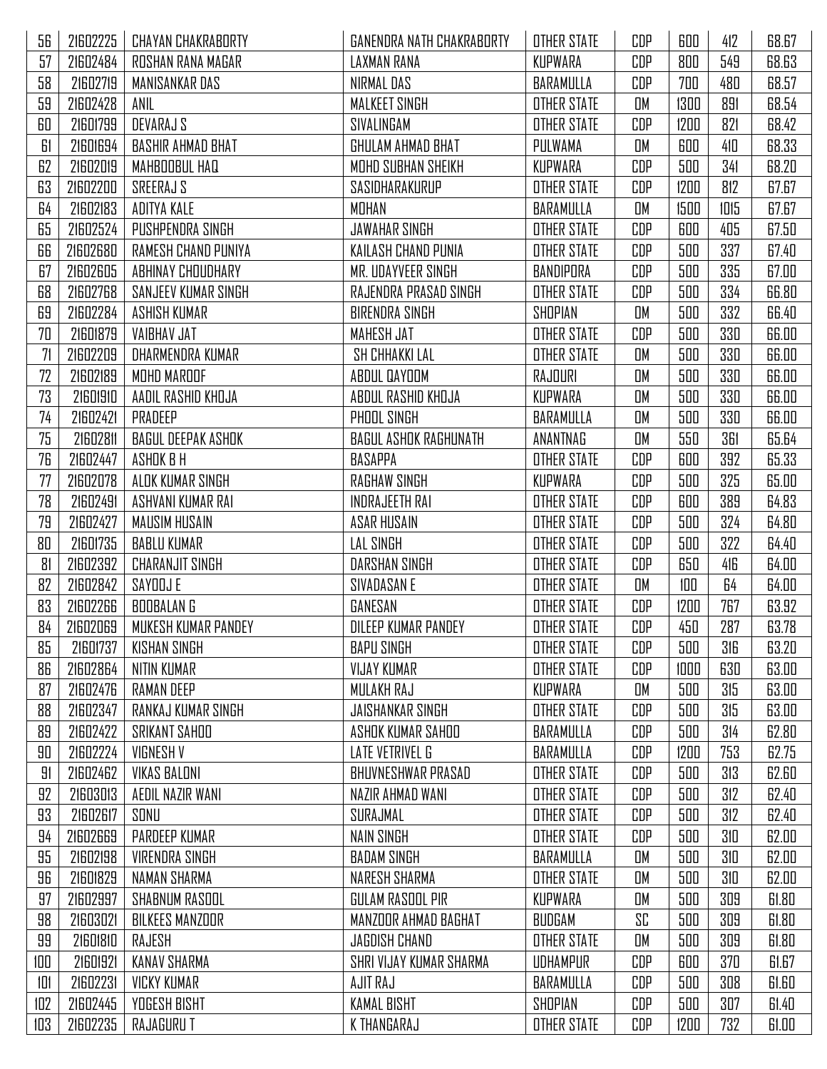| 56 | 21602225 | CHAYAN CHAKRABORTY | GANENDRA NATH CHAKRABORTY | OTHER STATE | CDP | 600 | 412 | 68.67 |
|---|---|---|---|---|---|---|---|---|
| 57 | 21602484 | ROSHAN RANA MAGAR | LAXMAN RANA | KUPWARA | CDP | 800 | 549 | 68.63 |
| 58 | 21602719 | MANISANKAR DAS | NIRMAL DAS | BARAMULLA | CDP | 700 | 480 | 68.57 |
| 59 | 21602428 | ANIL | MALKEET SINGH | OTHER STATE | OM | 1300 | 891 | 68.54 |
| 60 | 21601799 | DEVARAJ S | SIVALINGAM | OTHER STATE | CDP | 1200 | 821 | 68.42 |
| 61 | 21601694 | BASHIR AHMAD BHAT | GHULAM AHMAD BHAT | PULWAMA | OM | 600 | 410 | 68.33 |
| 62 | 21602019 | MAHBOOBUL HAQ | MOHD SUBHAN SHEIKH | KUPWARA | CDP | 500 | 341 | 68.20 |
| 63 | 21602200 | SREERAJ S | SASIDHARAKURUP | OTHER STATE | CDP | 1200 | 812 | 67.67 |
| 64 | 21602183 | ADITYA KALE | MOHAN | BARAMULLA | OM | 1500 | 1015 | 67.67 |
| 65 | 21602524 | PUSHPENDRA SINGH | JAWAHAR SINGH | OTHER STATE | CDP | 600 | 405 | 67.50 |
| 66 | 21602680 | RAMESH CHAND PUNIYA | KAILASH CHAND PUNIA | OTHER STATE | CDP | 500 | 337 | 67.40 |
| 67 | 21602605 | ABHINAY CHOUDHARY | MR. UDAYVEER SINGH | BANDIPORA | CDP | 500 | 335 | 67.00 |
| 68 | 21602768 | SANJEEV KUMAR SINGH | RAJENDRA PRASAD SINGH | OTHER STATE | CDP | 500 | 334 | 66.80 |
| 69 | 21602284 | ASHISH KUMAR | BIRENDRA SINGH | SHOPIAN | OM | 500 | 332 | 66.40 |
| 70 | 21601879 | VAIBHAV JAT | MAHESH JAT | OTHER STATE | CDP | 500 | 330 | 66.00 |
| 71 | 21602209 | DHARMENDRA KUMAR | SH CHHAKKI LAL | OTHER STATE | OM | 500 | 330 | 66.00 |
| 72 | 21602189 | MOHD MAROOF | ABDUL QAYOOM | RAJOURI | OM | 500 | 330 | 66.00 |
| 73 | 21601910 | AADIL RASHID KHOJA | ABDUL RASHID KHOJA | KUPWARA | OM | 500 | 330 | 66.00 |
| 74 | 21602421 | PRADEEP | PHOOL SINGH | BARAMULLA | OM | 500 | 330 | 66.00 |
| 75 | 21602811 | BAGUL DEEPAK ASHOK | BAGUL ASHOK RAGHUNATH | ANANTNAG | OM | 550 | 361 | 65.64 |
| 76 | 21602447 | ASHOK B H | BASAPPA | OTHER STATE | CDP | 600 | 392 | 65.33 |
| 77 | 21602078 | ALOK KUMAR SINGH | RAGHAW SINGH | KUPWARA | CDP | 500 | 325 | 65.00 |
| 78 | 21602491 | ASHVANI KUMAR RAI | INDRAJEETH RAI | OTHER STATE | CDP | 600 | 389 | 64.83 |
| 79 | 21602427 | MAUSIM HUSAIN | ASAR HUSAIN | OTHER STATE | CDP | 500 | 324 | 64.80 |
| 80 | 21601735 | BABLU KUMAR | LAL SINGH | OTHER STATE | CDP | 500 | 322 | 64.40 |
| 81 | 21602392 | CHARANJIT SINGH | DARSHAN SINGH | OTHER STATE | CDP | 650 | 416 | 64.00 |
| 82 | 21602842 | SAYOOJ E | SIVADASAN E | OTHER STATE | OM | 100 | 64 | 64.00 |
| 83 | 21602266 | BOOBALAN G | GANESAN | OTHER STATE | CDP | 1200 | 767 | 63.92 |
| 84 | 21602069 | MUKESH KUMAR PANDEY | DILEEP KUMAR PANDEY | OTHER STATE | CDP | 450 | 287 | 63.78 |
| 85 | 21601737 | KISHAN SINGH | BAPU SINGH | OTHER STATE | CDP | 500 | 316 | 63.20 |
| 86 | 21602864 | NITIN KUMAR | VIJAY KUMAR | OTHER STATE | CDP | 1000 | 630 | 63.00 |
| 87 | 21602476 | RAMAN DEEP | MULAKH RAJ | KUPWARA | OM | 500 | 315 | 63.00 |
| 88 | 21602347 | RANKAJ KUMAR SINGH | JAISHANKAR SINGH | OTHER STATE | CDP | 500 | 315 | 63.00 |
| 89 | 21602422 | SRIKANT SAHOO | ASHOK KUMAR SAHOO | BARAMULLA | CDP | 500 | 314 | 62.80 |
| 90 | 21602224 | VIGNESH V | LATE VETRIVEL G | BARAMULLA | CDP | 1200 | 753 | 62.75 |
| 91 | 21602462 | VIKAS BALONI | BHUVNESHWAR PRASAD | OTHER STATE | CDP | 500 | 313 | 62.60 |
| 92 | 21603013 | AEDIL NAZIR WANI | NAZIR AHMAD WANI | OTHER STATE | CDP | 500 | 312 | 62.40 |
| 93 | 21602617 | SONU | SURAJMAL | OTHER STATE | CDP | 500 | 312 | 62.40 |
| 94 | 21602669 | PARDEEP KUMAR | NAIN SINGH | OTHER STATE | CDP | 500 | 310 | 62.00 |
| 95 | 21602198 | VIRENDRA SINGH | BADAM SINGH | BARAMULLA | OM | 500 | 310 | 62.00 |
| 96 | 21601829 | NAMAN SHARMA | NARESH SHARMA | OTHER STATE | OM | 500 | 310 | 62.00 |
| 97 | 21602997 | SHABNUM RASOOL | GULAM RASOOL PIR | KUPWARA | OM | 500 | 309 | 61.80 |
| 98 | 21603021 | BILKEES MANZOOR | MANZOOR AHMAD BAGHAT | BUDGAM | SC | 500 | 309 | 61.80 |
| 99 | 21601810 | RAJESH | JAGDISH CHAND | OTHER STATE | OM | 500 | 309 | 61.80 |
| 100 | 21601921 | KANAV SHARMA | SHRI VIJAY KUMAR SHARMA | UDHAMPUR | CDP | 600 | 370 | 61.67 |
| 101 | 21602231 | VICKY KUMAR | AJIT RAJ | BARAMULLA | CDP | 500 | 308 | 61.60 |
| 102 | 21602445 | YOGESH BISHT | KAMAL BISHT | SHOPIAN | CDP | 500 | 307 | 61.40 |
| 103 | 21602235 | RAJAGURU T | K THANGARAJ | OTHER STATE | CDP | 1200 | 732 | 61.00 |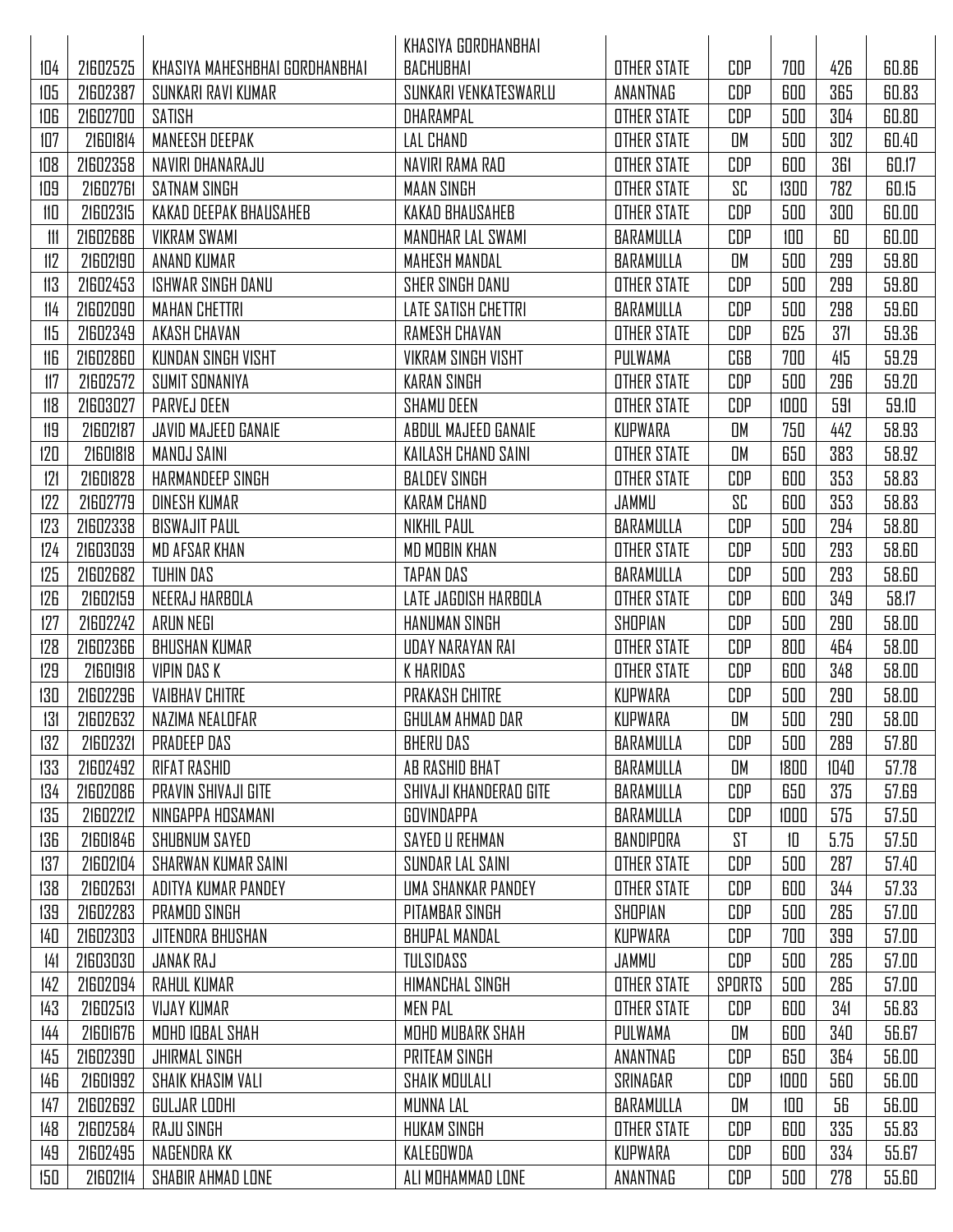| 104 | 21602525 | KHASIYA MAHESHBHAI GORDHANBHAI | KHASIYA GORDHANBHAI BACHUBHAI | OTHER STATE | CDP | 700 | 426 | 60.86 |
|---|---|---|---|---|---|---|---|---|
| 105 | 21602387 | SUNKARI RAVI KUMAR | SUNKARI VENKATESWARLU | ANANTNAG | CDP | 600 | 365 | 60.83 |
| 106 | 21602700 | SATISH | DHARAMPAL | OTHER STATE | CDP | 500 | 304 | 60.80 |
| 107 | 21601814 | MANEESH DEEPAK | LAL CHAND | OTHER STATE | OM | 500 | 302 | 60.40 |
| 108 | 21602358 | NAVIRI DHANARAJU | NAVIRI RAMA RAO | OTHER STATE | CDP | 600 | 361 | 60.17 |
| 109 | 21602761 | SATNAM SINGH | MAAN SINGH | OTHER STATE | SC | 1300 | 782 | 60.15 |
| 110 | 21602315 | KAKAD DEEPAK BHAUSAHEB | KAKAD BHAUSAHEB | OTHER STATE | CDP | 500 | 300 | 60.00 |
| 111 | 21602686 | VIKRAM SWAMI | MANOHAR LAL SWAMI | BARAMULLA | CDP | 100 | 60 | 60.00 |
| 112 | 21602190 | ANAND KUMAR | MAHESH MANDAL | BARAMULLA | OM | 500 | 299 | 59.80 |
| 113 | 21602453 | ISHWAR SINGH DANU | SHER SINGH DANU | OTHER STATE | CDP | 500 | 299 | 59.80 |
| 114 | 21602090 | MAHAN CHETTRI | LATE SATISH CHETTRI | BARAMULLA | CDP | 500 | 298 | 59.60 |
| 115 | 21602349 | AKASH CHAVAN | RAMESH CHAVAN | OTHER STATE | CDP | 625 | 371 | 59.36 |
| 116 | 21602860 | KUNDAN SINGH VISHT | VIKRAM SINGH VISHT | PULWAMA | CGB | 700 | 415 | 59.29 |
| 117 | 21602572 | SUMIT SONANIYA | KARAN SINGH | OTHER STATE | CDP | 500 | 296 | 59.20 |
| 118 | 21603027 | PARVEJ DEEN | SHAMU DEEN | OTHER STATE | CDP | 1000 | 591 | 59.10 |
| 119 | 21602187 | JAVID MAJEED GANAIE | ABDUL MAJEED GANAIE | KUPWARA | OM | 750 | 442 | 58.93 |
| 120 | 21601818 | MANOJ SAINI | KAILASH CHAND SAINI | OTHER STATE | OM | 650 | 383 | 58.92 |
| 121 | 21601828 | HARMANDEEP SINGH | BALDEV SINGH | OTHER STATE | CDP | 600 | 353 | 58.83 |
| 122 | 21602779 | DINESH KUMAR | KARAM CHAND | JAMMU | SC | 600 | 353 | 58.83 |
| 123 | 21602338 | BISWAJIT PAUL | NIKHIL PAUL | BARAMULLA | CDP | 500 | 294 | 58.80 |
| 124 | 21603039 | MD AFSAR KHAN | MD MOBIN KHAN | OTHER STATE | CDP | 500 | 293 | 58.60 |
| 125 | 21602682 | TUHIN DAS | TAPAN DAS | BARAMULLA | CDP | 500 | 293 | 58.60 |
| 126 | 21602159 | NEERAJ HARBOLA | LATE JAGDISH HARBOLA | OTHER STATE | CDP | 600 | 349 | 58.17 |
| 127 | 21602242 | ARUN NEGI | HANUMAN SINGH | SHOPIAN | CDP | 500 | 290 | 58.00 |
| 128 | 21602366 | BHUSHAN KUMAR | UDAY NARAYAN RAI | OTHER STATE | CDP | 800 | 464 | 58.00 |
| 129 | 21601918 | VIPIN DAS K | K HARIDAS | OTHER STATE | CDP | 600 | 348 | 58.00 |
| 130 | 21602296 | VAIBHAV CHITRE | PRAKASH CHITRE | KUPWARA | CDP | 500 | 290 | 58.00 |
| 131 | 21602632 | NAZIMA NEALOFAR | GHULAM AHMAD DAR | KUPWARA | OM | 500 | 290 | 58.00 |
| 132 | 21602321 | PRADEEP DAS | BHERU DAS | BARAMULLA | CDP | 500 | 289 | 57.80 |
| 133 | 21602492 | RIFAT RASHID | AB RASHID BHAT | BARAMULLA | OM | 1800 | 1040 | 57.78 |
| 134 | 21602086 | PRAVIN SHIVAJI GITE | SHIVAJI KHANDERAO GITE | BARAMULLA | CDP | 650 | 375 | 57.69 |
| 135 | 21602212 | NINGAPPA HOSAMANI | GOVINDAPPA | BARAMULLA | CDP | 1000 | 575 | 57.50 |
| 136 | 21601846 | SHUBNUM SAYED | SAYED U REHMAN | BANDIPORA | ST | 10 | 5.75 | 57.50 |
| 137 | 21602104 | SHARWAN KUMAR SAINI | SUNDAR LAL SAINI | OTHER STATE | CDP | 500 | 287 | 57.40 |
| 138 | 21602631 | ADITYA KUMAR PANDEY | UMA SHANKAR PANDEY | OTHER STATE | CDP | 600 | 344 | 57.33 |
| 139 | 21602283 | PRAMOD SINGH | PITAMBAR SINGH | SHOPIAN | CDP | 500 | 285 | 57.00 |
| 140 | 21602303 | JITENDRA BHUSHAN | BHUPAL MANDAL | KUPWARA | CDP | 700 | 399 | 57.00 |
| 141 | 21603030 | JANAK RAJ | TULSIDASS | JAMMU | CDP | 500 | 285 | 57.00 |
| 142 | 21602094 | RAHUL KUMAR | HIMANCHAL SINGH | OTHER STATE | SPORTS | 500 | 285 | 57.00 |
| 143 | 21602513 | VIJAY KUMAR | MEN PAL | OTHER STATE | CDP | 600 | 341 | 56.83 |
| 144 | 21601676 | MOHD IQBAL SHAH | MOHD MUBARK SHAH | PULWAMA | OM | 600 | 340 | 56.67 |
| 145 | 21602390 | JHIRMAL SINGH | PRITEAM SINGH | ANANTNAG | CDP | 650 | 364 | 56.00 |
| 146 | 21601992 | SHAIK KHASIM VALI | SHAIK MOULALI | SRINAGAR | CDP | 1000 | 560 | 56.00 |
| 147 | 21602692 | GULJAR LODHI | MUNNA LAL | BARAMULLA | OM | 100 | 56 | 56.00 |
| 148 | 21602584 | RAJU SINGH | HUKAM SINGH | OTHER STATE | CDP | 600 | 335 | 55.83 |
| 149 | 21602495 | NAGENDRA KK | KALEGOWDA | KUPWARA | CDP | 600 | 334 | 55.67 |
| 150 | 21602114 | SHABIR AHMAD LONE | ALI MOHAMMAD LONE | ANANTNAG | CDP | 500 | 278 | 55.60 |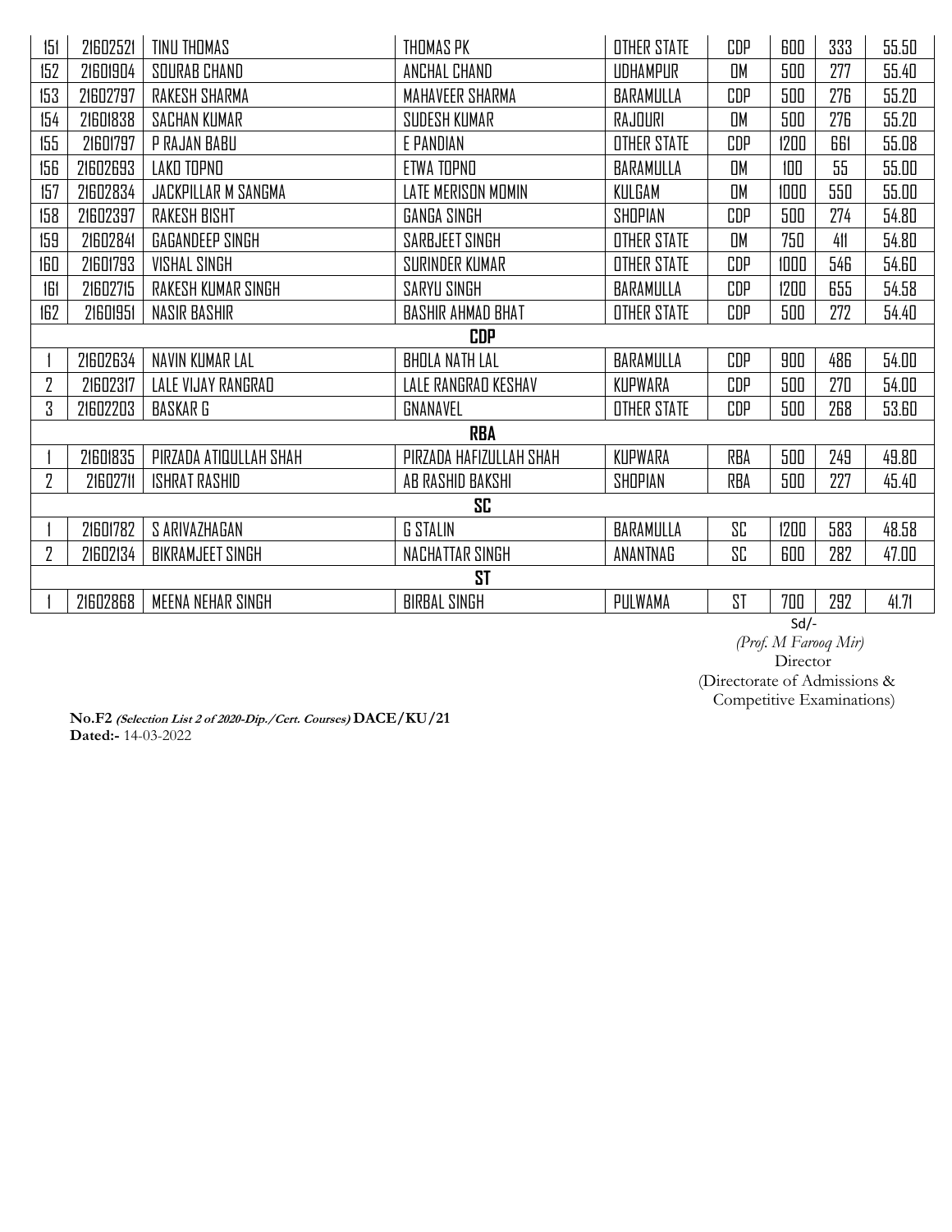| | | | | | | | | |
|---|---|---|---|---|---|---|---|---|
| 151 | 21602521 | TINU THOMAS | THOMAS PK | OTHER STATE | CDP | 600 | 333 | 55.50 |
| 152 | 21601904 | SOURAB CHAND | ANCHAL CHAND | UDHAMPUR | OM | 500 | 277 | 55.40 |
| 153 | 21602797 | RAKESH SHARMA | MAHAVEER SHARMA | BARAMULLA | CDP | 500 | 276 | 55.20 |
| 154 | 21601838 | SACHAN KUMAR | SUDESH KUMAR | RAJOURI | OM | 500 | 276 | 55.20 |
| 155 | 21601797 | P RAJAN BABU | E PANDIAN | OTHER STATE | CDP | 1200 | 661 | 55.08 |
| 156 | 21602693 | LAKO TOPNO | ETWA TOPNO | BARAMULLA | OM | 100 | 55 | 55.00 |
| 157 | 21602834 | JACKPILLAR M SANGMA | LATE MERISON MOMIN | KULGAM | OM | 1000 | 550 | 55.00 |
| 158 | 21602397 | RAKESH BISHT | GANGA SINGH | SHOPIAN | CDP | 500 | 274 | 54.80 |
| 159 | 21602841 | GAGANDEEP SINGH | SARBJEET SINGH | OTHER STATE | OM | 750 | 411 | 54.80 |
| 160 | 21601793 | VISHAL SINGH | SURINDER KUMAR | OTHER STATE | CDP | 1000 | 546 | 54.60 |
| 161 | 21602715 | RAKESH KUMAR SINGH | SARYU SINGH | BARAMULLA | CDP | 1200 | 655 | 54.58 |
| 162 | 21601951 | NASIR BASHIR | BASHIR AHMAD BHAT | OTHER STATE | CDP | 500 | 272 | 54.40 |
| | | | **CDP** | | | | | |
| 1 | 21602634 | NAVIN KUMAR LAL | BHOLA NATH LAL | BARAMULLA | CDP | 900 | 486 | 54.00 |
| 2 | 21602317 | LALE VIJAY RANGRAO | LALE RANGRAO KESHAV | KUPWARA | CDP | 500 | 270 | 54.00 |
| 3 | 21602203 | BASKAR G | GNANAVEL | OTHER STATE | CDP | 500 | 268 | 53.60 |
| | | | **RBA** | | | | | |
| 1 | 21601835 | PIRZADA ATIQULLAH SHAH | PIRZADA HAFIZULLAH SHAH | KUPWARA | RBA | 500 | 249 | 49.80 |
| 2 | 21602711 | ISHRAT RASHID | AB RASHID BAKSHI | SHOPIAN | RBA | 500 | 227 | 45.40 |
| | | | **SC** | | | | | |
| 1 | 21601782 | S ARIVAZHAGAN | G STALIN | BARAMULLA | SC | 1200 | 583 | 48.58 |
| 2 | 21602134 | BIKRAMJEET SINGH | NACHATTAR SINGH | ANANTNAG | SC | 600 | 282 | 47.00 |
| | | | **ST** | | | | | |
| 1 | 21602868 | MEENA NEHAR SINGH | BIRBAL SINGH | PULWAMA | ST | 700 | 292 | 41.71 |

Sd/-
*(Prof. M Farooq Mir)*
Director
(Directorate of Admissions & Competitive Examinations)

**No.F2** ***(Selection List 2 of 2020-Dip./Cert. Courses)*** **DACE/KU/21**
**Dated:-** 14-03-2022